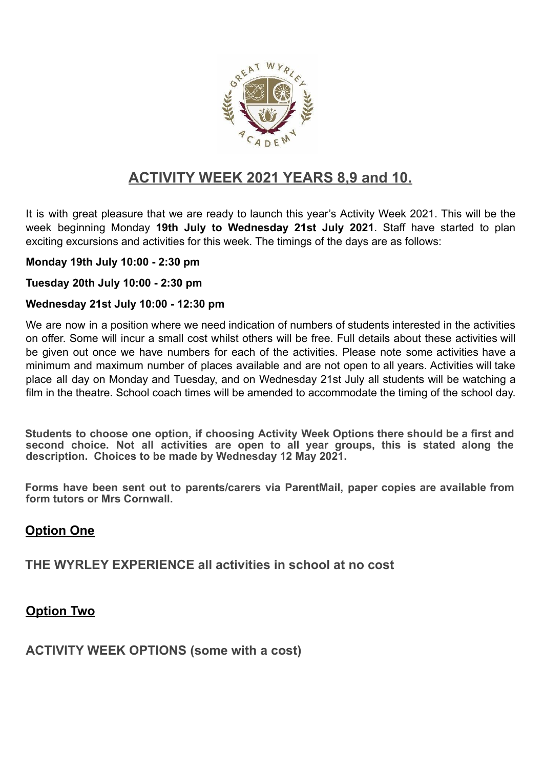# ACTIVITY WEEK 2021 YEARS 8,9 and 10.

It is with great pleasure that we are ready to launch this year's Activity Week 2021. This will be the week beginning Monday **19th July to Wednesday 21st July 2021**. Staff have started to plan exciting excursions and activities for this week. The timings of the days are as follows:

**Monday 19th July 10:00 - 2:30 pm**

**Tuesday 20th July 10:00 - 2:30 pm**

**Wednesday 21st July 10:00 - 12:30 pm**

We are now in a position where we need indication of numbers of students interested in the activities on offer. Some will incur a small cost whilst others will be free. Full details about these activities will be given out once we have numbers for each of the activities. Please note some activities have a minimum and maximum number of places available and are not open to all years. Activities will take place all day on Monday and Tuesday, and on Wednesday 21st July all students will be watching a film in the theatre. School coach times will be amended to accommodate the timing of the school day.

**Students to choose one option, if choosing Activity Week Options there should be a first and second choice. Not all activities are open to all year groups, this is stated along the description. Choices to be made by Wednesday 12 May 2021.**

**Forms have been sent out to parents/carers via ParentMail, paper copies are available from form tutors or Mrs Cornwall.**

## Option One

### THE WYRLEY EXPERIENCE all activities in school at no cost

## Option Two

### ACTIVITY WEEK OPTIONS (some with a cost)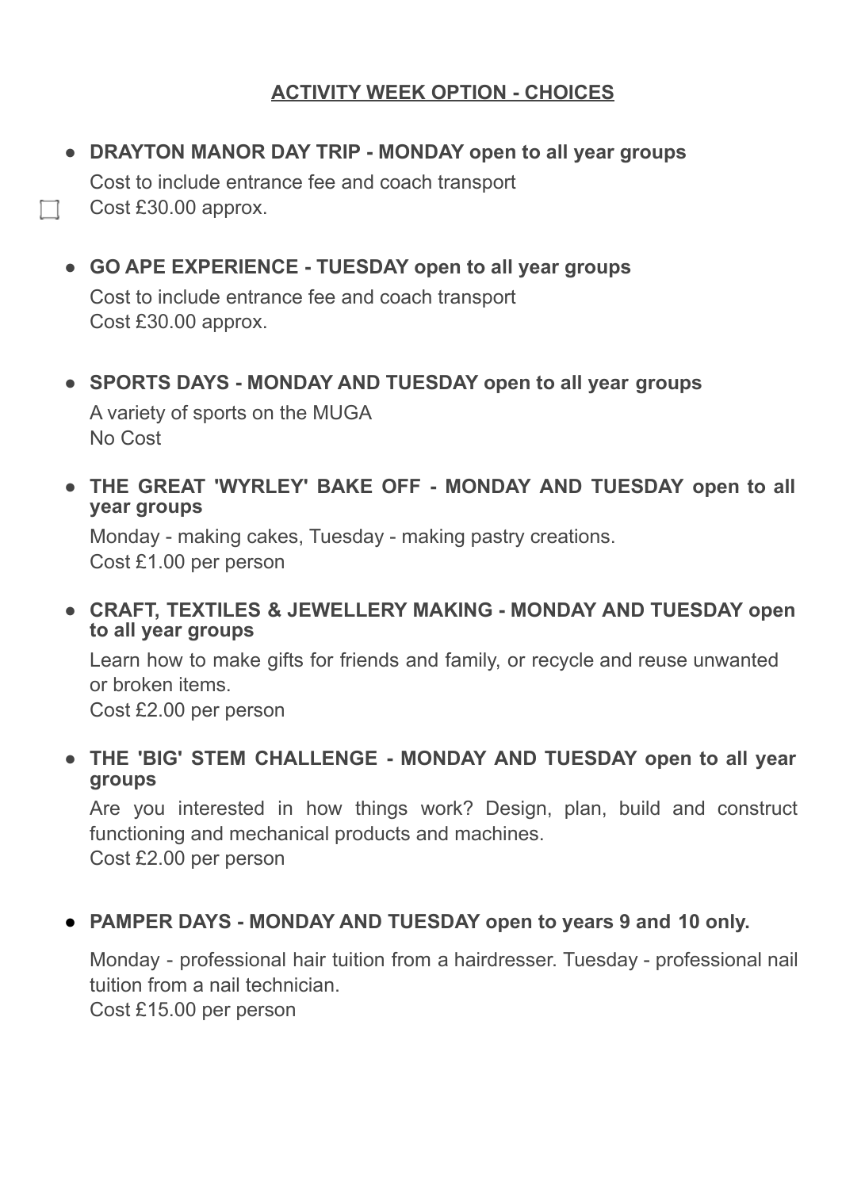## ACTIVITY WEEK OPTION - CHOICES

- **DRAYTON MANOR DAY TRIP - MONDAY open to all year groups**

  Cost to include entrance fee and coach transport
  Cost £30.00 approx.

- **GO APE EXPERIENCE - TUESDAY open to all year groups**

  Cost to include entrance fee and coach transport
  Cost £30.00 approx.

- **SPORTS DAYS - MONDAY AND TUESDAY open to all year groups**

  A variety of sports on the MUGA
  No Cost

- **THE GREAT 'WYRLEY' BAKE OFF - MONDAY AND TUESDAY open to all year groups**

  Monday - making cakes, Tuesday - making pastry creations.
  Cost £1.00 per person

- **CRAFT, TEXTILES & JEWELLERY MAKING - MONDAY AND TUESDAY open to all year groups**

  Learn how to make gifts for friends and family, or recycle and reuse unwanted or broken items.
  Cost £2.00 per person

- **THE 'BIG' STEM CHALLENGE - MONDAY AND TUESDAY open to all year groups**

  Are you interested in how things work? Design, plan, build and construct functioning and mechanical products and machines.
  Cost £2.00 per person

- **PAMPER DAYS - MONDAY AND TUESDAY open to years 9 and 10 only.**

  Monday - professional hair tuition from a hairdresser. Tuesday - professional nail tuition from a nail technician.
  Cost £15.00 per person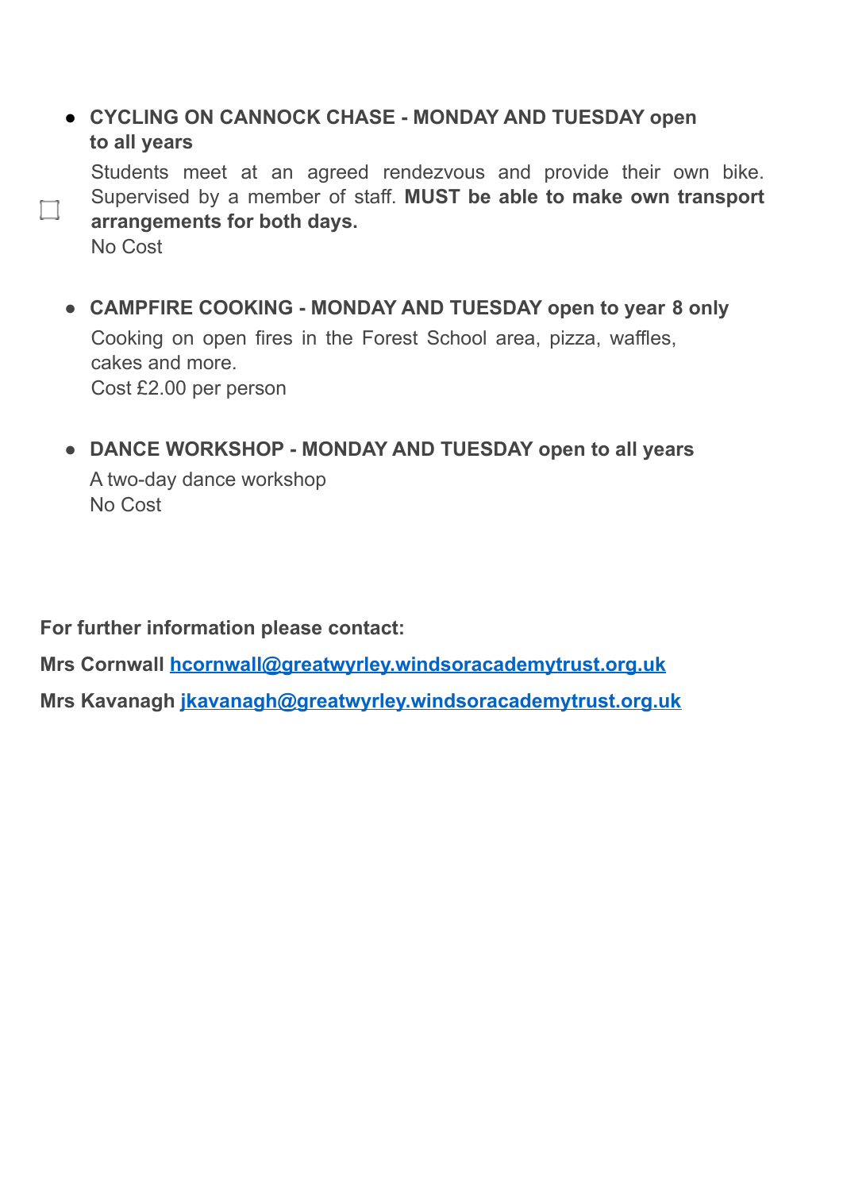- **CYCLING ON CANNOCK CHASE - MONDAY AND TUESDAY open to all years**

  Students meet at an agreed rendezvous and provide their own bike. Supervised by a member of staff. **MUST be able to make own transport arrangements for both days.**
  No Cost

- **CAMPFIRE COOKING - MONDAY AND TUESDAY open to year 8 only**

  Cooking on open fires in the Forest School area, pizza, waffles, cakes and more.
  Cost £2.00 per person

- **DANCE WORKSHOP - MONDAY AND TUESDAY open to all years**

  A two-day dance workshop
  No Cost

**For further information please contact:**

**Mrs Cornwall** hcornwall@greatwyrley.windsoracademytrust.org.uk

**Mrs Kavanagh** jkavanagh@greatwyrley.windsoracademytrust.org.uk